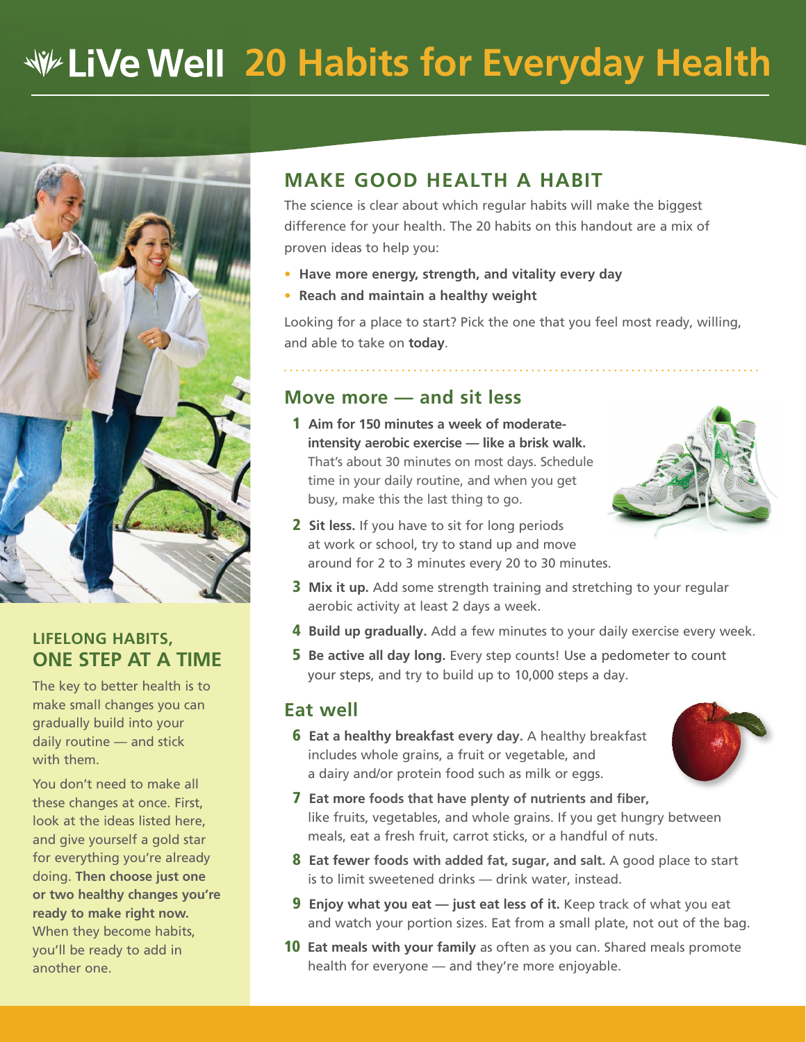# LiVe Well 20 Habits for Everyday Health

## LIFELONG HABITS, ONE STEP AT A TIME

The key to better health is to make small changes you can gradually build into your daily routine — and stick with them.

You don't need to make all these changes at once. First, look at the ideas listed here, and give yourself a gold star for everything you're already doing. **Then choose just one or two healthy changes you're ready to make right now.** When they become habits, you'll be ready to add in another one.

## MAKE GOOD HEALTH A HABIT

The science is clear about which regular habits will make the biggest difference for your health. The 20 habits on this handout are a mix of proven ideas to help you:

- **Have more energy, strength, and vitality every day**
- **Reach and maintain a healthy weight**

Looking for a place to start? Pick the one that you feel most ready, willing, and able to take on **today**.

### Move more — and sit less

1. **Aim for 150 minutes a week of moderate-intensity aerobic exercise — like a brisk walk.** That's about 30 minutes on most days. Schedule time in your daily routine, and when you get busy, make this the last thing to go.
2. **Sit less.** If you have to sit for long periods at work or school, try to stand up and move around for 2 to 3 minutes every 20 to 30 minutes.
3. **Mix it up.** Add some strength training and stretching to your regular aerobic activity at least 2 days a week.
4. **Build up gradually.** Add a few minutes to your daily exercise every week.
5. **Be active all day long.** Every step counts! Use a pedometer to count your steps, and try to build up to 10,000 steps a day.

### Eat well

6. **Eat a healthy breakfast every day.** A healthy breakfast includes whole grains, a fruit or vegetable, and a dairy and/or protein food such as milk or eggs.
7. **Eat more foods that have plenty of nutrients and fiber,** like fruits, vegetables, and whole grains. If you get hungry between meals, eat a fresh fruit, carrot sticks, or a handful of nuts.
8. **Eat fewer foods with added fat, sugar, and salt.** A good place to start is to limit sweetened drinks — drink water, instead.
9. **Enjoy what you eat — just eat less of it.** Keep track of what you eat and watch your portion sizes. Eat from a small plate, not out of the bag.
10. **Eat meals with your family** as often as you can. Shared meals promote health for everyone — and they're more enjoyable.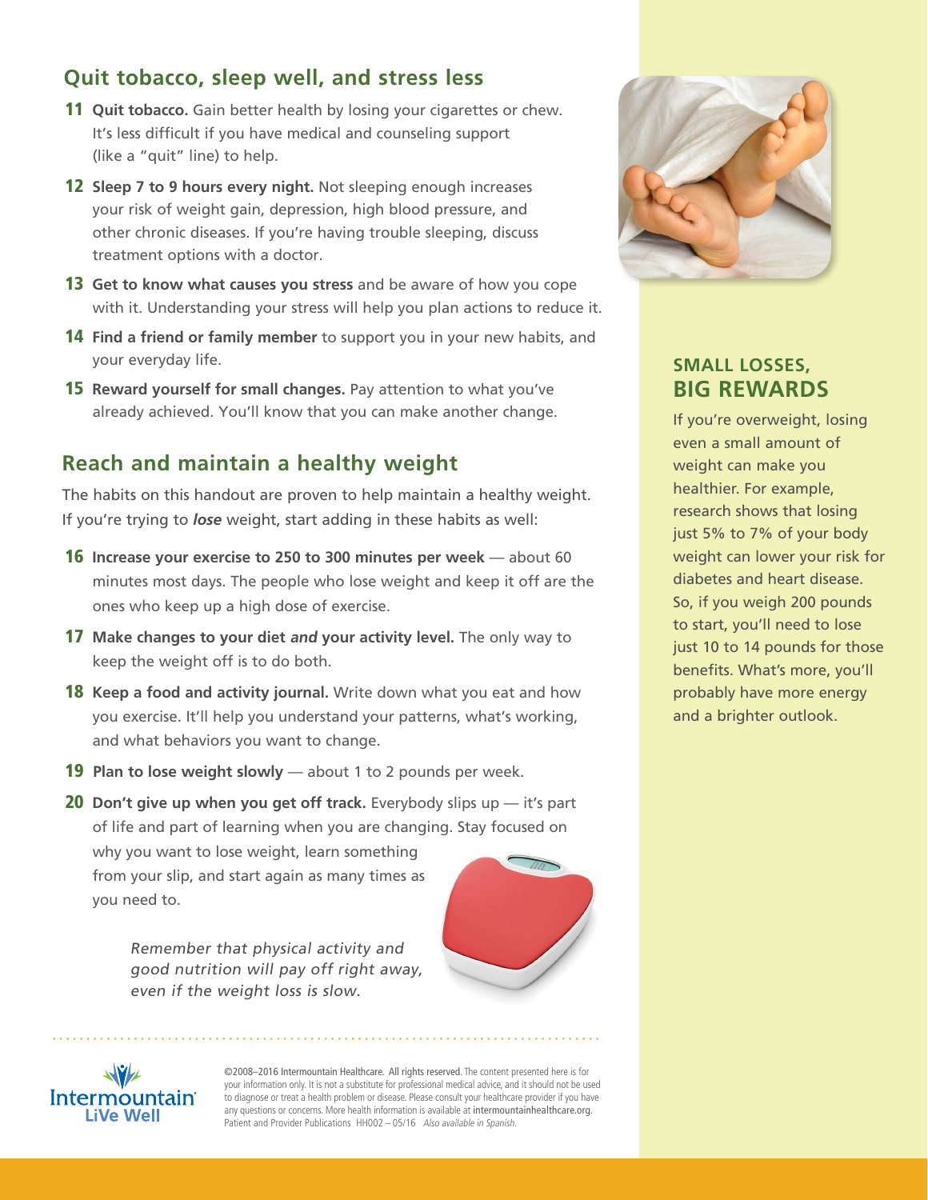## Quit tobacco, sleep well, and stress less

**11 Quit tobacco.** Gain better health by losing your cigarettes or chew. It's less difficult if you have medical and counseling support (like a "quit" line) to help.

**12 Sleep 7 to 9 hours every night.** Not sleeping enough increases your risk of weight gain, depression, high blood pressure, and other chronic diseases. If you're having trouble sleeping, discuss treatment options with a doctor.

**13 Get to know what causes you stress** and be aware of how you cope with it. Understanding your stress will help you plan actions to reduce it.

**14 Find a friend or family member** to support you in your new habits, and your everyday life.

**15 Reward yourself for small changes.** Pay attention to what you've already achieved. You'll know that you can make another change.

## Reach and maintain a healthy weight

The habits on this handout are proven to help maintain a healthy weight. If you're trying to ***lose*** weight, start adding in these habits as well:

**16 Increase your exercise to 250 to 300 minutes per week** — about 60 minutes most days. The people who lose weight and keep it off are the ones who keep up a high dose of exercise.

**17 Make changes to your diet *and* your activity level.** The only way to keep the weight off is to do both.

**18 Keep a food and activity journal.** Write down what you eat and how you exercise. It'll help you understand your patterns, what's working, and what behaviors you want to change.

**19 Plan to lose weight slowly** — about 1 to 2 pounds per week.

**20 Don't give up when you get off track.** Everybody slips up — it's part of life and part of learning when you are changing. Stay focused on why you want to lose weight, learn something from your slip, and start again as many times as you need to.

*Remember that physical activity and good nutrition will pay off right away, even if the weight loss is slow.*

### SMALL LOSSES, BIG REWARDS

If you're overweight, losing even a small amount of weight can make you healthier. For example, research shows that losing just 5% to 7% of your body weight can lower your risk for diabetes and heart disease. So, if you weigh 200 pounds to start, you'll need to lose just 10 to 14 pounds for those benefits. What's more, you'll probably have more energy and a brighter outlook.

Intermountain LiVe Well

©2008–2016 Intermountain Healthcare. All rights reserved. The content presented here is for your information only. It is not a substitute for professional medical advice, and it should not be used to diagnose or treat a health problem or disease. Please consult your healthcare provider if you have any questions or concerns. More health information is available at intermountainhealthcare.org. Patient and Provider Publications HH002 – 05/16 *Also available in Spanish.*